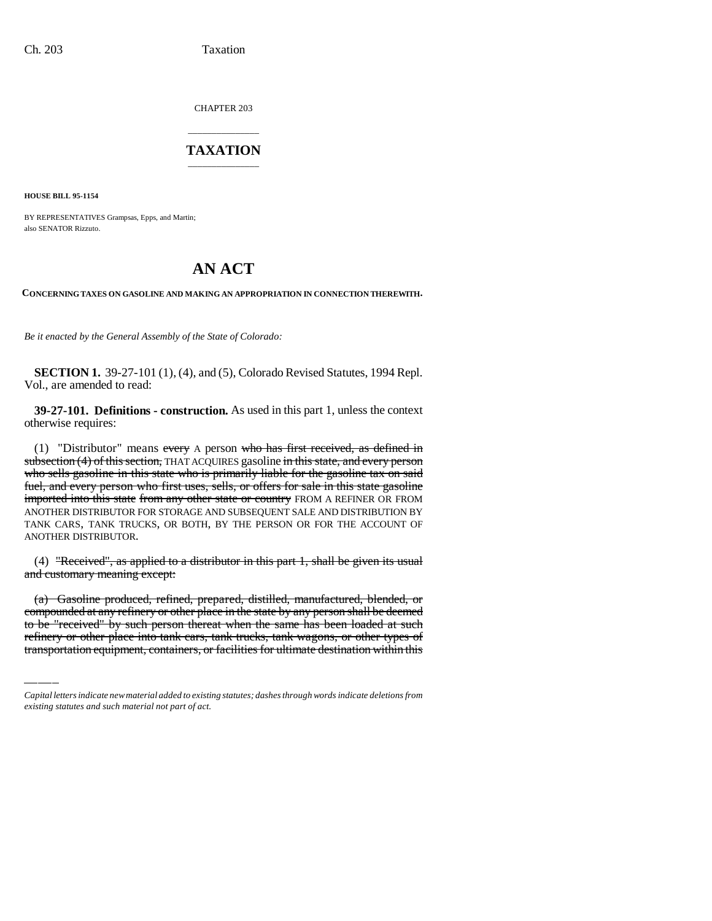CHAPTER 203

# TAXATION

**HOUSE BILL 95-1154**

BY REPRESENTATIVES Grampsas, Epps, and Martin;
also SENATOR Rizzuto.

# AN ACT

**CONCERNING TAXES ON GASOLINE AND MAKING AN APPROPRIATION IN CONNECTION THEREWITH.**

*Be it enacted by the General Assembly of the State of Colorado:*

**SECTION 1.** 39-27-101 (1), (4), and (5), Colorado Revised Statutes, 1994 Repl. Vol., are amended to read:

**39-27-101. Definitions - construction.** As used in this part 1, unless the context otherwise requires:

(1) "Distributor" means ~~every~~ A person ~~who has first received, as defined in subsection (4) of this section,~~ THAT ACQUIRES gasoline ~~in this state, and every person who sells gasoline in this state who is primarily liable for the gasoline tax on said fuel, and every person who first uses, sells, or offers for sale in this state gasoline imported into this state~~ ~~from any other state or country~~ FROM A REFINER OR FROM ANOTHER DISTRIBUTOR FOR STORAGE AND SUBSEQUENT SALE AND DISTRIBUTION BY TANK CARS, TANK TRUCKS, OR BOTH, BY THE PERSON OR FOR THE ACCOUNT OF ANOTHER DISTRIBUTOR.

(4) ~~"Received", as applied to a distributor in this part 1, shall be given its usual and customary meaning except:~~

~~(a) Gasoline produced, refined, prepared, distilled, manufactured, blended, or compounded at any refinery or other place in the state by any person shall be deemed to be "received" by such person thereat when the same has been loaded at such refinery or other place into tank cars, tank trucks, tank wagons, or other types of transportation equipment, containers, or facilities for ultimate destination within this~~

*Capital letters indicate new material added to existing statutes; dashes through words indicate deletions from existing statutes and such material not part of act.*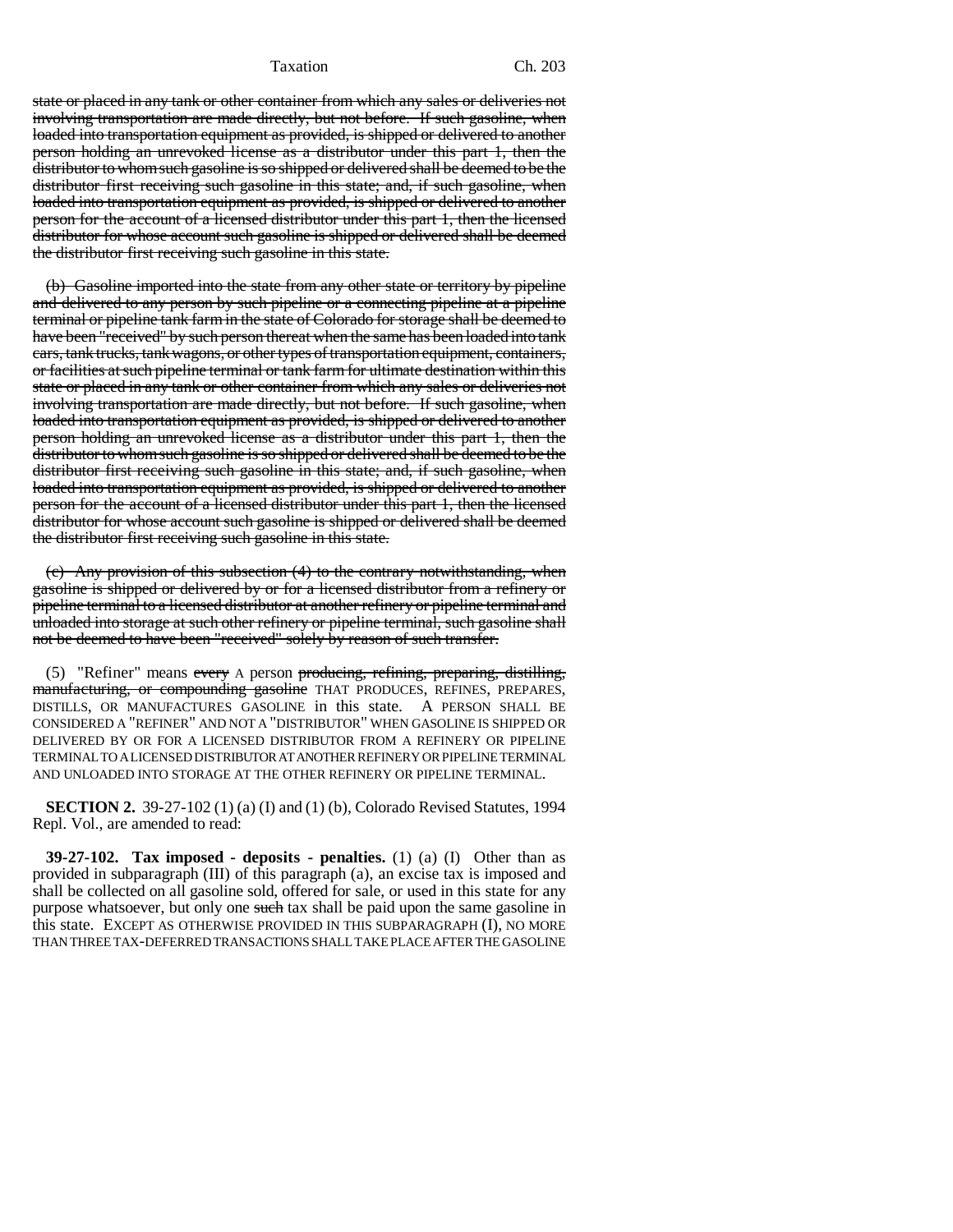state or placed in any tank or other container from which any sales or deliveries not involving transportation are made directly, but not before. If such gasoline, when loaded into transportation equipment as provided, is shipped or delivered to another person holding an unrevoked license as a distributor under this part 1, then the distributor to whom such gasoline is so shipped or delivered shall be deemed to be the distributor first receiving such gasoline in this state; and, if such gasoline, when loaded into transportation equipment as provided, is shipped or delivered to another person for the account of a licensed distributor under this part 1, then the licensed distributor for whose account such gasoline is shipped or delivered shall be deemed the distributor first receiving such gasoline in this state.

(b) Gasoline imported into the state from any other state or territory by pipeline and delivered to any person by such pipeline or a connecting pipeline at a pipeline terminal or pipeline tank farm in the state of Colorado for storage shall be deemed to have been "received" by such person thereat when the same has been loaded into tank cars, tank trucks, tank wagons, or other types of transportation equipment, containers, or facilities at such pipeline terminal or tank farm for ultimate destination within this state or placed in any tank or other container from which any sales or deliveries not involving transportation are made directly, but not before. If such gasoline, when loaded into transportation equipment as provided, is shipped or delivered to another person holding an unrevoked license as a distributor under this part 1, then the distributor to whom such gasoline is so shipped or delivered shall be deemed to be the distributor first receiving such gasoline in this state; and, if such gasoline, when loaded into transportation equipment as provided, is shipped or delivered to another person for the account of a licensed distributor under this part 1, then the licensed distributor for whose account such gasoline is shipped or delivered shall be deemed the distributor first receiving such gasoline in this state.

(c) Any provision of this subsection (4) to the contrary notwithstanding, when gasoline is shipped or delivered by or for a licensed distributor from a refinery or pipeline terminal to a licensed distributor at another refinery or pipeline terminal and unloaded into storage at such other refinery or pipeline terminal, such gasoline shall not be deemed to have been "received" solely by reason of such transfer.

(5) "Refiner" means every A person producing, refining, preparing, distilling, manufacturing, or compounding gasoline THAT PRODUCES, REFINES, PREPARES, DISTILLS, OR MANUFACTURES GASOLINE in this state. A PERSON SHALL BE CONSIDERED A "REFINER" AND NOT A "DISTRIBUTOR" WHEN GASOLINE IS SHIPPED OR DELIVERED BY OR FOR A LICENSED DISTRIBUTOR FROM A REFINERY OR PIPELINE TERMINAL TO A LICENSED DISTRIBUTOR AT ANOTHER REFINERY OR PIPELINE TERMINAL AND UNLOADED INTO STORAGE AT THE OTHER REFINERY OR PIPELINE TERMINAL.

**SECTION 2.** 39-27-102 (1) (a) (I) and (1) (b), Colorado Revised Statutes, 1994 Repl. Vol., are amended to read:

**39-27-102. Tax imposed - deposits - penalties.** (1) (a) (I) Other than as provided in subparagraph (III) of this paragraph (a), an excise tax is imposed and shall be collected on all gasoline sold, offered for sale, or used in this state for any purpose whatsoever, but only one such tax shall be paid upon the same gasoline in this state. EXCEPT AS OTHERWISE PROVIDED IN THIS SUBPARAGRAPH (I), NO MORE THAN THREE TAX-DEFERRED TRANSACTIONS SHALL TAKE PLACE AFTER THE GASOLINE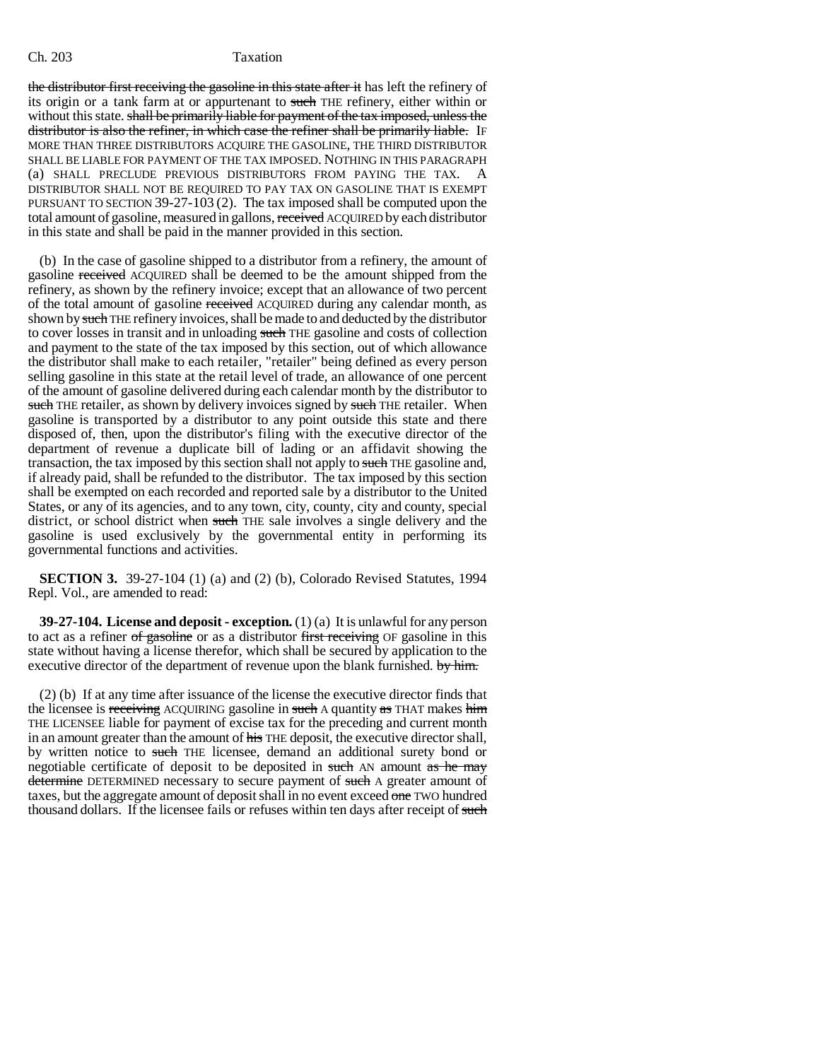the distributor first receiving the gasoline in this state after it has left the refinery of its origin or a tank farm at or appurtenant to such THE refinery, either within or without this state. shall be primarily liable for payment of the tax imposed, unless the distributor is also the refiner, in which case the refiner shall be primarily liable. IF MORE THAN THREE DISTRIBUTORS ACQUIRE THE GASOLINE, THE THIRD DISTRIBUTOR SHALL BE LIABLE FOR PAYMENT OF THE TAX IMPOSED. NOTHING IN THIS PARAGRAPH (a) SHALL PRECLUDE PREVIOUS DISTRIBUTORS FROM PAYING THE TAX. A DISTRIBUTOR SHALL NOT BE REQUIRED TO PAY TAX ON GASOLINE THAT IS EXEMPT PURSUANT TO SECTION 39-27-103 (2). The tax imposed shall be computed upon the total amount of gasoline, measured in gallons, received ACQUIRED by each distributor in this state and shall be paid in the manner provided in this section.

(b) In the case of gasoline shipped to a distributor from a refinery, the amount of gasoline received ACQUIRED shall be deemed to be the amount shipped from the refinery, as shown by the refinery invoice; except that an allowance of two percent of the total amount of gasoline received ACQUIRED during any calendar month, as shown by such THE refinery invoices, shall be made to and deducted by the distributor to cover losses in transit and in unloading such THE gasoline and costs of collection and payment to the state of the tax imposed by this section, out of which allowance the distributor shall make to each retailer, "retailer" being defined as every person selling gasoline in this state at the retail level of trade, an allowance of one percent of the amount of gasoline delivered during each calendar month by the distributor to such THE retailer, as shown by delivery invoices signed by such THE retailer. When gasoline is transported by a distributor to any point outside this state and there disposed of, then, upon the distributor's filing with the executive director of the department of revenue a duplicate bill of lading or an affidavit showing the transaction, the tax imposed by this section shall not apply to such THE gasoline and, if already paid, shall be refunded to the distributor. The tax imposed by this section shall be exempted on each recorded and reported sale by a distributor to the United States, or any of its agencies, and to any town, city, county, city and county, special district, or school district when such THE sale involves a single delivery and the gasoline is used exclusively by the governmental entity in performing its governmental functions and activities.

**SECTION 3.** 39-27-104 (1) (a) and (2) (b), Colorado Revised Statutes, 1994 Repl. Vol., are amended to read:

**39-27-104. License and deposit - exception.** (1) (a) It is unlawful for any person to act as a refiner of gasoline or as a distributor first receiving OF gasoline in this state without having a license therefor, which shall be secured by application to the executive director of the department of revenue upon the blank furnished. by him.

(2) (b) If at any time after issuance of the license the executive director finds that the licensee is receiving ACQUIRING gasoline in such A quantity as THAT makes him THE LICENSEE liable for payment of excise tax for the preceding and current month in an amount greater than the amount of his THE deposit, the executive director shall, by written notice to such THE licensee, demand an additional surety bond or negotiable certificate of deposit to be deposited in such AN amount as he may determine DETERMINED necessary to secure payment of such A greater amount of taxes, but the aggregate amount of deposit shall in no event exceed one TWO hundred thousand dollars. If the licensee fails or refuses within ten days after receipt of such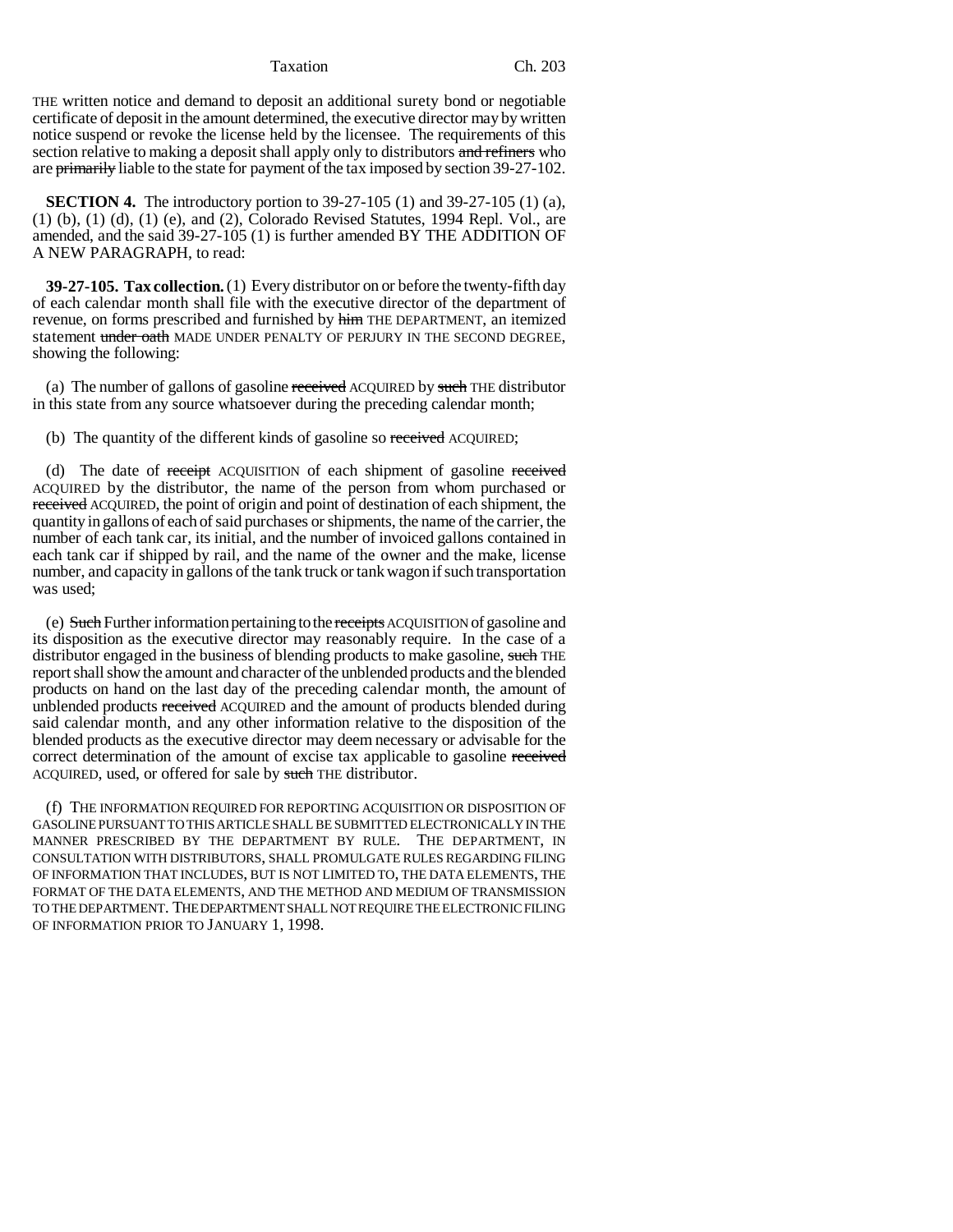THE written notice and demand to deposit an additional surety bond or negotiable certificate of deposit in the amount determined, the executive director may by written notice suspend or revoke the license held by the licensee. The requirements of this section relative to making a deposit shall apply only to distributors ~~and refiners~~ who are ~~primarily~~ liable to the state for payment of the tax imposed by section 39-27-102.

**SECTION 4.** The introductory portion to 39-27-105 (1) and 39-27-105 (1) (a), (1) (b), (1) (d), (1) (e), and (2), Colorado Revised Statutes, 1994 Repl. Vol., are amended, and the said 39-27-105 (1) is further amended BY THE ADDITION OF A NEW PARAGRAPH, to read:

**39-27-105. Tax collection.** (1) Every distributor on or before the twenty-fifth day of each calendar month shall file with the executive director of the department of revenue, on forms prescribed and furnished by ~~him~~ THE DEPARTMENT, an itemized statement ~~under oath~~ MADE UNDER PENALTY OF PERJURY IN THE SECOND DEGREE, showing the following:

(a) The number of gallons of gasoline ~~received~~ ACQUIRED by ~~such~~ THE distributor in this state from any source whatsoever during the preceding calendar month;

(b) The quantity of the different kinds of gasoline so ~~received~~ ACQUIRED;

(d) The date of ~~receipt~~ ACQUISITION of each shipment of gasoline ~~received~~ ACQUIRED by the distributor, the name of the person from whom purchased or ~~received~~ ACQUIRED, the point of origin and point of destination of each shipment, the quantity in gallons of each of said purchases or shipments, the name of the carrier, the number of each tank car, its initial, and the number of invoiced gallons contained in each tank car if shipped by rail, and the name of the owner and the make, license number, and capacity in gallons of the tank truck or tank wagon if such transportation was used;

(e) ~~Such~~ Further information pertaining to the ~~receipts~~ ACQUISITION of gasoline and its disposition as the executive director may reasonably require. In the case of a distributor engaged in the business of blending products to make gasoline, ~~such~~ THE report shall show the amount and character of the unblended products and the blended products on hand on the last day of the preceding calendar month, the amount of unblended products ~~received~~ ACQUIRED and the amount of products blended during said calendar month, and any other information relative to the disposition of the blended products as the executive director may deem necessary or advisable for the correct determination of the amount of excise tax applicable to gasoline ~~received~~ ACQUIRED, used, or offered for sale by ~~such~~ THE distributor.

(f) THE INFORMATION REQUIRED FOR REPORTING ACQUISITION OR DISPOSITION OF GASOLINE PURSUANT TO THIS ARTICLE SHALL BE SUBMITTED ELECTRONICALLY IN THE MANNER PRESCRIBED BY THE DEPARTMENT BY RULE. THE DEPARTMENT, IN CONSULTATION WITH DISTRIBUTORS, SHALL PROMULGATE RULES REGARDING FILING OF INFORMATION THAT INCLUDES, BUT IS NOT LIMITED TO, THE DATA ELEMENTS, THE FORMAT OF THE DATA ELEMENTS, AND THE METHOD AND MEDIUM OF TRANSMISSION TO THE DEPARTMENT. THE DEPARTMENT SHALL NOT REQUIRE THE ELECTRONIC FILING OF INFORMATION PRIOR TO JANUARY 1, 1998.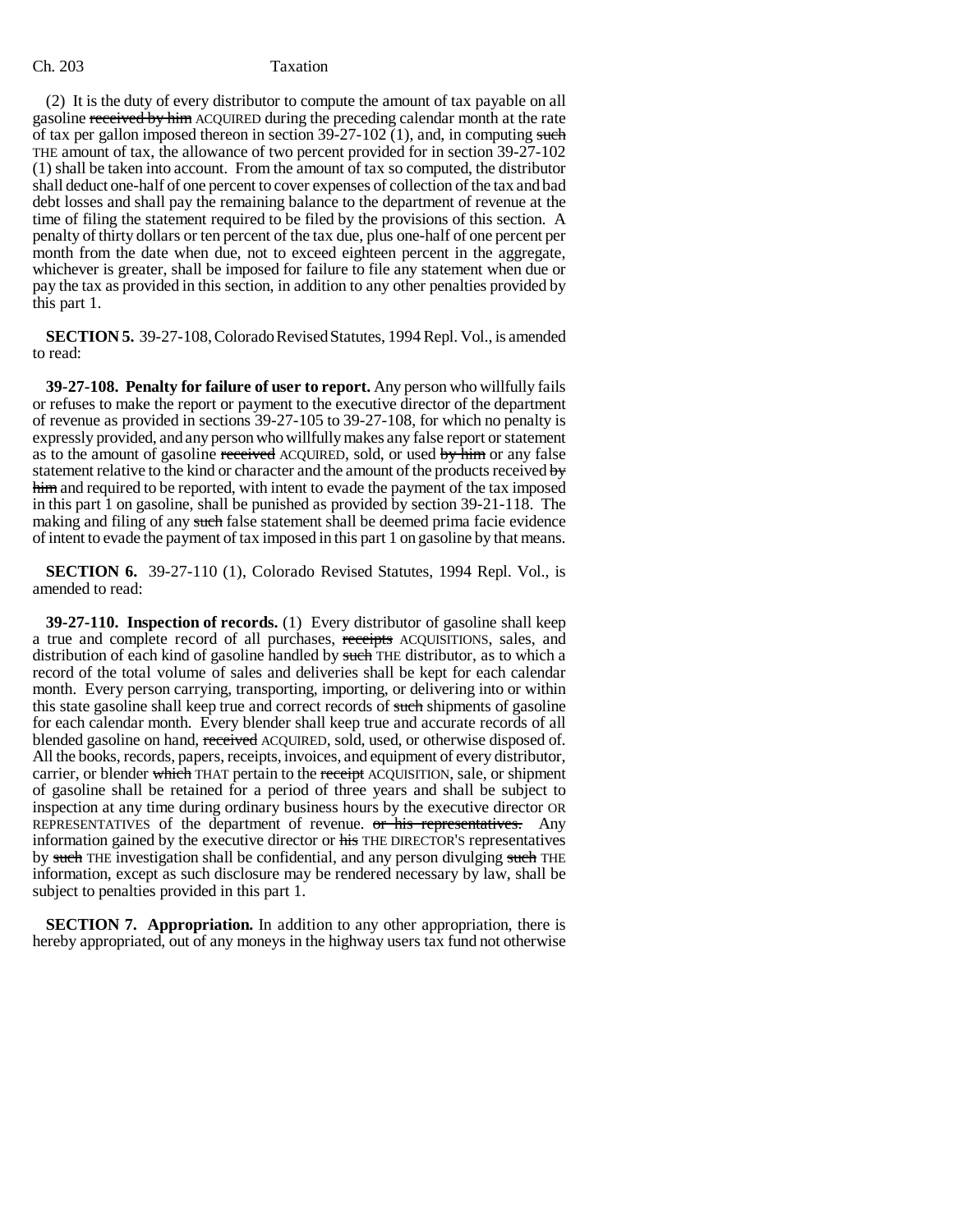(2) It is the duty of every distributor to compute the amount of tax payable on all gasoline ~~received by him~~ ACQUIRED during the preceding calendar month at the rate of tax per gallon imposed thereon in section 39-27-102 (1), and, in computing ~~such~~ THE amount of tax, the allowance of two percent provided for in section 39-27-102 (1) shall be taken into account. From the amount of tax so computed, the distributor shall deduct one-half of one percent to cover expenses of collection of the tax and bad debt losses and shall pay the remaining balance to the department of revenue at the time of filing the statement required to be filed by the provisions of this section. A penalty of thirty dollars or ten percent of the tax due, plus one-half of one percent per month from the date when due, not to exceed eighteen percent in the aggregate, whichever is greater, shall be imposed for failure to file any statement when due or pay the tax as provided in this section, in addition to any other penalties provided by this part 1.

**SECTION 5.** 39-27-108, Colorado Revised Statutes, 1994 Repl. Vol., is amended to read:

**39-27-108. Penalty for failure of user to report.** Any person who willfully fails or refuses to make the report or payment to the executive director of the department of revenue as provided in sections 39-27-105 to 39-27-108, for which no penalty is expressly provided, and any person who willfully makes any false report or statement as to the amount of gasoline ~~received~~ ACQUIRED, sold, or used ~~by him~~ or any false statement relative to the kind or character and the amount of the products received ~~by him~~ and required to be reported, with intent to evade the payment of the tax imposed in this part 1 on gasoline, shall be punished as provided by section 39-21-118. The making and filing of any ~~such~~ false statement shall be deemed prima facie evidence of intent to evade the payment of tax imposed in this part 1 on gasoline by that means.

**SECTION 6.** 39-27-110 (1), Colorado Revised Statutes, 1994 Repl. Vol., is amended to read:

**39-27-110. Inspection of records.** (1) Every distributor of gasoline shall keep a true and complete record of all purchases, ~~receipts~~ ACQUISITIONS, sales, and distribution of each kind of gasoline handled by ~~such~~ THE distributor, as to which a record of the total volume of sales and deliveries shall be kept for each calendar month. Every person carrying, transporting, importing, or delivering into or within this state gasoline shall keep true and correct records of ~~such~~ shipments of gasoline for each calendar month. Every blender shall keep true and accurate records of all blended gasoline on hand, ~~received~~ ACQUIRED, sold, used, or otherwise disposed of. All the books, records, papers, receipts, invoices, and equipment of every distributor, carrier, or blender ~~which~~ THAT pertain to the ~~receipt~~ ACQUISITION, sale, or shipment of gasoline shall be retained for a period of three years and shall be subject to inspection at any time during ordinary business hours by the executive director OR REPRESENTATIVES of the department of revenue. ~~or his representatives.~~ Any information gained by the executive director or ~~his~~ THE DIRECTOR'S representatives by ~~such~~ THE investigation shall be confidential, and any person divulging ~~such~~ THE information, except as such disclosure may be rendered necessary by law, shall be subject to penalties provided in this part 1.

**SECTION 7. Appropriation.** In addition to any other appropriation, there is hereby appropriated, out of any moneys in the highway users tax fund not otherwise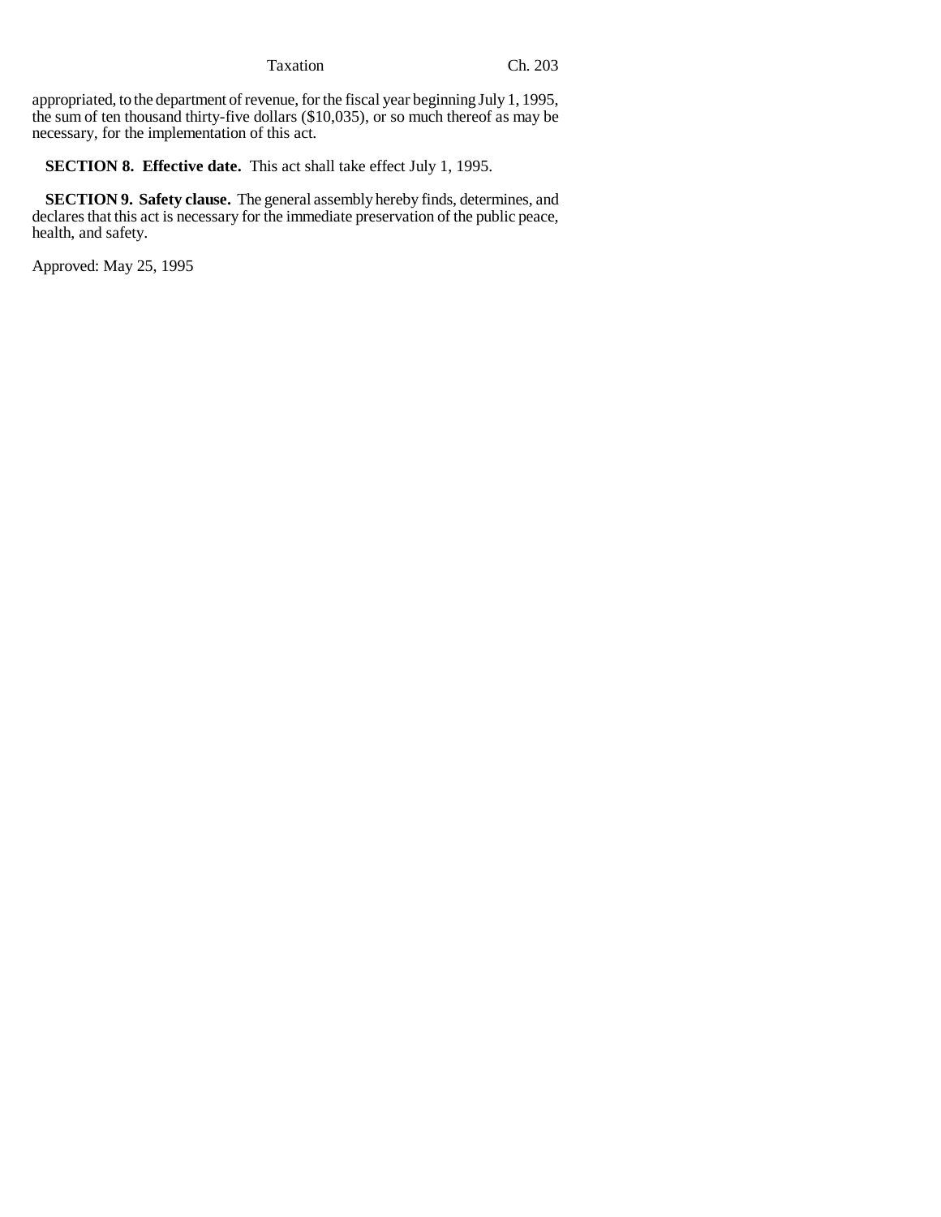appropriated, to the department of revenue, for the fiscal year beginning July 1, 1995, the sum of ten thousand thirty-five dollars ($10,035), or so much thereof as may be necessary, for the implementation of this act.

**SECTION 8. Effective date.** This act shall take effect July 1, 1995.

**SECTION 9. Safety clause.** The general assembly hereby finds, determines, and declares that this act is necessary for the immediate preservation of the public peace, health, and safety.

Approved: May 25, 1995